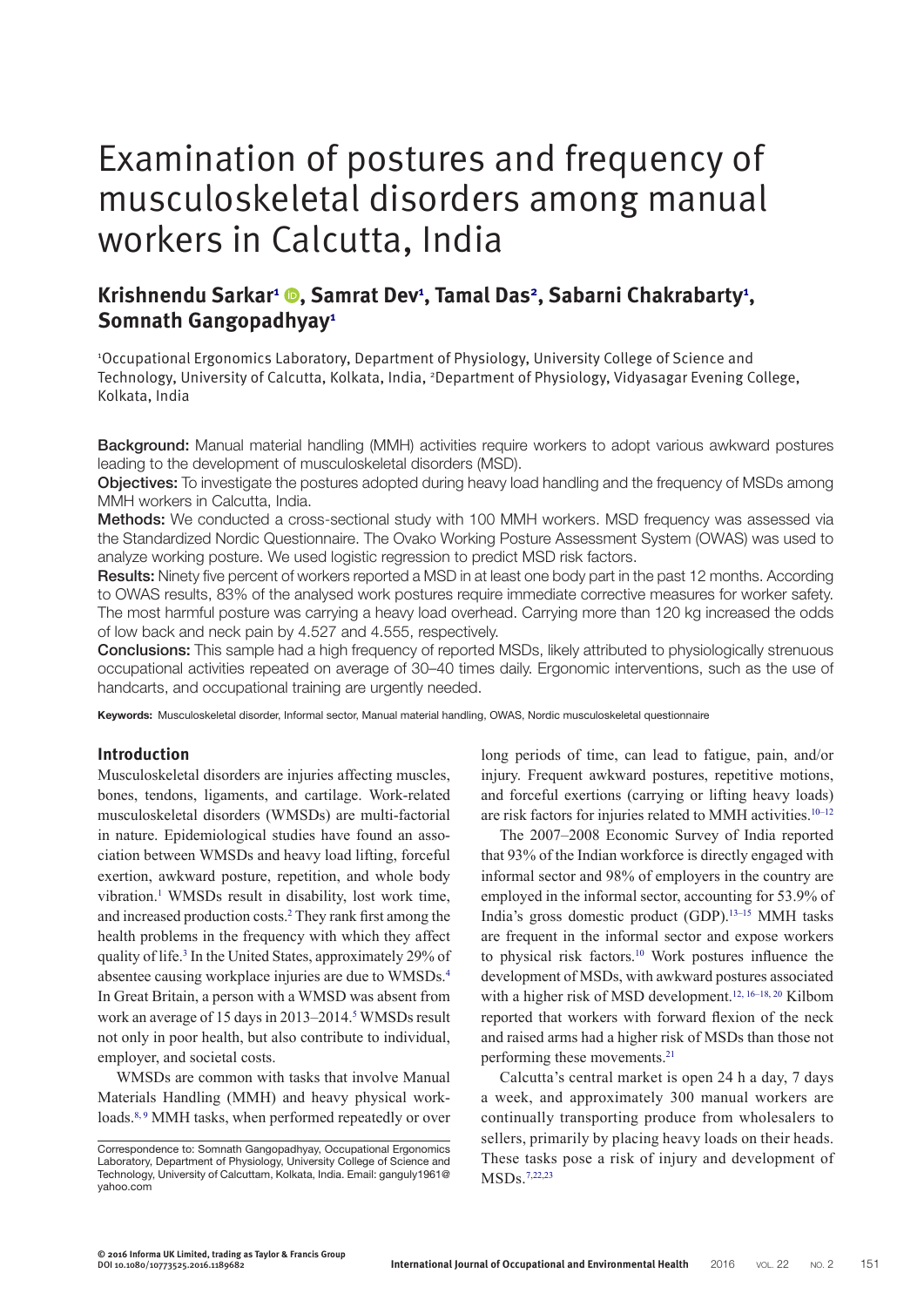# Examination of postures and frequency of musculoskeletal disorders among manual workers in Calcutta, India

## Krishnendu Sarkar[1], Samrat Dev[1], Tamal Das[2], Sabarni Chakrabarty[1], Somnath Gangopadhyay[1]

[1]Occupational Ergonomics Laboratory, Department of Physiology, University College of Science and Technology, University of Calcutta, Kolkata, India, [2]Department of Physiology, Vidyasagar Evening College, Kolkata, India

**Background:** Manual material handling (MMH) activities require workers to adopt various awkward postures leading to the development of musculoskeletal disorders (MSD).

**Objectives:** To investigate the postures adopted during heavy load handling and the frequency of MSDs among MMH workers in Calcutta, India.

**Methods:** We conducted a cross-sectional study with 100 MMH workers. MSD frequency was assessed via the Standardized Nordic Questionnaire. The Ovako Working Posture Assessment System (OWAS) was used to analyze working posture. We used logistic regression to predict MSD risk factors.

**Results:** Ninety five percent of workers reported a MSD in at least one body part in the past 12 months. According to OWAS results, 83% of the analysed work postures require immediate corrective measures for worker safety. The most harmful posture was carrying a heavy load overhead. Carrying more than 120 kg increased the odds of low back and neck pain by 4.527 and 4.555, respectively.

**Conclusions:** This sample had a high frequency of reported MSDs, likely attributed to physiologically strenuous occupational activities repeated on average of 30–40 times daily. Ergonomic interventions, such as the use of handcarts, and occupational training are urgently needed.

**Keywords:** Musculoskeletal disorder, Informal sector, Manual material handling, OWAS, Nordic musculoskeletal questionnaire

## Introduction

Musculoskeletal disorders are injuries affecting muscles, bones, tendons, ligaments, and cartilage. Work-related musculoskeletal disorders (WMSDs) are multi-factorial in nature. Epidemiological studies have found an association between WMSDs and heavy load lifting, forceful exertion, awkward posture, repetition, and whole body vibration.[1] WMSDs result in disability, lost work time, and increased production costs.[2] They rank first among the health problems in the frequency with which they affect quality of life.[3] In the United States, approximately 29% of absentee causing workplace injuries are due to WMSDs.[4] In Great Britain, a person with a WMSD was absent from work an average of 15 days in 2013–2014.[5] WMSDs result not only in poor health, but also contribute to individual, employer, and societal costs.

WMSDs are common with tasks that involve Manual Materials Handling (MMH) and heavy physical workloads.[8, 9] MMH tasks, when performed repeatedly or over long periods of time, can lead to fatigue, pain, and/or injury. Frequent awkward postures, repetitive motions, and forceful exertions (carrying or lifting heavy loads) are risk factors for injuries related to MMH activities.[10–12]

The 2007–2008 Economic Survey of India reported that 93% of the Indian workforce is directly engaged with informal sector and 98% of employers in the country are employed in the informal sector, accounting for 53.9% of India's gross domestic product (GDP).[13–15] MMH tasks are frequent in the informal sector and expose workers to physical risk factors.[10] Work postures influence the development of MSDs, with awkward postures associated with a higher risk of MSD development.[12, 16–18, 20] Kilbom reported that workers with forward flexion of the neck and raised arms had a higher risk of MSDs than those not performing these movements.[21]

Calcutta's central market is open 24 h a day, 7 days a week, and approximately 300 manual workers are continually transporting produce from wholesalers to sellers, primarily by placing heavy loads on their heads. These tasks pose a risk of injury and development of MSDs.[7,22,23]

Correspondence to: Somnath Gangopadhyay, Occupational Ergonomics Laboratory, Department of Physiology, University College of Science and Technology, University of Calcuttam, Kolkata, India. Email: ganguly1961@yahoo.com

© 2016 Informa UK Limited, trading as Taylor & Francis Group
DOI 10.1080/10773525.2016.1189682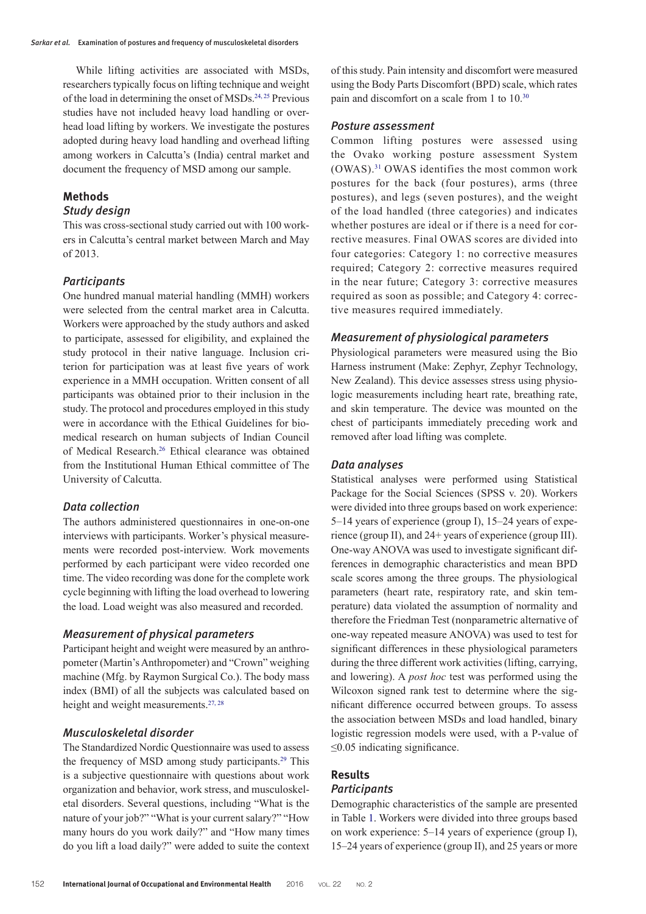While lifting activities are associated with MSDs, researchers typically focus on lifting technique and weight of the load in determining the onset of MSDs.[24, 25] Previous studies have not included heavy load handling or overhead load lifting by workers. We investigate the postures adopted during heavy load handling and overhead lifting among workers in Calcutta's (India) central market and document the frequency of MSD among our sample.

## Methods

### Study design

This was cross-sectional study carried out with 100 workers in Calcutta's central market between March and May of 2013.

### Participants

One hundred manual material handling (MMH) workers were selected from the central market area in Calcutta. Workers were approached by the study authors and asked to participate, assessed for eligibility, and explained the study protocol in their native language. Inclusion criterion for participation was at least five years of work experience in a MMH occupation. Written consent of all participants was obtained prior to their inclusion in the study. The protocol and procedures employed in this study were in accordance with the Ethical Guidelines for biomedical research on human subjects of Indian Council of Medical Research.[26] Ethical clearance was obtained from the Institutional Human Ethical committee of The University of Calcutta.

### Data collection

The authors administered questionnaires in one-on-one interviews with participants. Worker's physical measurements were recorded post-interview. Work movements performed by each participant were video recorded one time. The video recording was done for the complete work cycle beginning with lifting the load overhead to lowering the load. Load weight was also measured and recorded.

### Measurement of physical parameters

Participant height and weight were measured by an anthropometer (Martin's Anthropometer) and "Crown" weighing machine (Mfg. by Raymon Surgical Co.). The body mass index (BMI) of all the subjects was calculated based on height and weight measurements.[27, 28]

### Musculoskeletal disorder

The Standardized Nordic Questionnaire was used to assess the frequency of MSD among study participants.[29] This is a subjective questionnaire with questions about work organization and behavior, work stress, and musculoskeletal disorders. Several questions, including "What is the nature of your job?" "What is your current salary?" "How many hours do you work daily?" and "How many times do you lift a load daily?" were added to suite the context of this study. Pain intensity and discomfort were measured using the Body Parts Discomfort (BPD) scale, which rates pain and discomfort on a scale from 1 to 10.[30]

### Posture assessment

Common lifting postures were assessed using the Ovako working posture assessment System (OWAS).[31] OWAS identifies the most common work postures for the back (four postures), arms (three postures), and legs (seven postures), and the weight of the load handled (three categories) and indicates whether postures are ideal or if there is a need for corrective measures. Final OWAS scores are divided into four categories: Category 1: no corrective measures required; Category 2: corrective measures required in the near future; Category 3: corrective measures required as soon as possible; and Category 4: corrective measures required immediately.

### Measurement of physiological parameters

Physiological parameters were measured using the Bio Harness instrument (Make: Zephyr, Zephyr Technology, New Zealand). This device assesses stress using physiologic measurements including heart rate, breathing rate, and skin temperature. The device was mounted on the chest of participants immediately preceding work and removed after load lifting was complete.

### Data analyses

Statistical analyses were performed using Statistical Package for the Social Sciences (SPSS v. 20). Workers were divided into three groups based on work experience: 5–14 years of experience (group I), 15–24 years of experience (group II), and 24+ years of experience (group III). One-way ANOVA was used to investigate significant differences in demographic characteristics and mean BPD scale scores among the three groups. The physiological parameters (heart rate, respiratory rate, and skin temperature) data violated the assumption of normality and therefore the Friedman Test (nonparametric alternative of one-way repeated measure ANOVA) was used to test for significant differences in these physiological parameters during the three different work activities (lifting, carrying, and lowering). A *post hoc* test was performed using the Wilcoxon signed rank test to determine where the significant difference occurred between groups. To assess the association between MSDs and load handled, binary logistic regression models were used, with a P-value of $\leq 0.05$ indicating significance.

## Results

### Participants

Demographic characteristics of the sample are presented in Table 1. Workers were divided into three groups based on work experience: 5–14 years of experience (group I), 15–24 years of experience (group II), and 25 years or more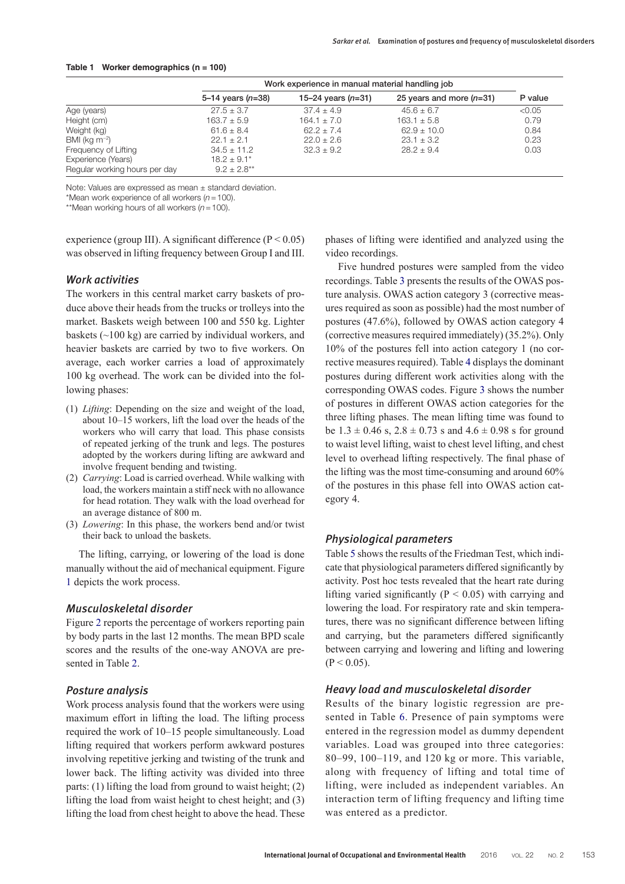**Table 1 Worker demographics (n = 100)**

| | Work experience in manual material handling job | | | |
|---|---|---|---|---|
| | 5–14 years (*n*=38) | 15–24 years (*n*=31) | 25 years and more (*n*=31) | P value |
| Age (years) | 27.5 ± 3.7 | 37.4 ± 4.9 | 45.6 ± 6.7 | <0.05 |
| Height (cm) | 163.7 ± 5.9 | 164.1 ± 7.0 | 163.1 ± 5.8 | 0.79 |
| Weight (kg) | 61.6 ± 8.4 | 62.2 ± 7.4 | 62.9 ± 10.0 | 0.84 |
| BMI (kg $m^{-2}$) | 22.1 ± 2.1 | 22.0 ± 2.6 | 23.1 ± 3.2 | 0.23 |
| Frequency of Lifting | 34.5 ± 11.2 | 32.3 ± 9.2 | 28.2 ± 9.4 | 0.03 |
| Experience (Years) | 18.2 ± 9.1* | | | |
| Regular working hours per day | 9.2 ± 2.8** | | | |

Note: Values are expressed as mean ± standard deviation.
*Mean work experience of all workers (*n* = 100).
**Mean working hours of all workers (*n* = 100).

experience (group III). A significant difference ($P < 0.05$) was observed in lifting frequency between Group I and III.

### Work activities

The workers in this central market carry baskets of produce above their heads from the trucks or trolleys into the market. Baskets weigh between 100 and 550 kg. Lighter baskets (~100 kg) are carried by individual workers, and heavier baskets are carried by two to five workers. On average, each worker carries a load of approximately 100 kg overhead. The work can be divided into the following phases:

(1) *Lifting*: Depending on the size and weight of the load, about 10–15 workers, lift the load over the heads of the workers who will carry that load. This phase consists of repeated jerking of the trunk and legs. The postures adopted by the workers during lifting are awkward and involve frequent bending and twisting.
(2) *Carrying*: Load is carried overhead. While walking with load, the workers maintain a stiff neck with no allowance for head rotation. They walk with the load overhead for an average distance of 800 m.
(3) *Lowering*: In this phase, the workers bend and/or twist their back to unload the baskets.

The lifting, carrying, or lowering of the load is done manually without the aid of mechanical equipment. Figure 1 depicts the work process.

### Musculoskeletal disorder

Figure 2 reports the percentage of workers reporting pain by body parts in the last 12 months. The mean BPD scale scores and the results of the one-way ANOVA are presented in Table 2.

### Posture analysis

Work process analysis found that the workers were using maximum effort in lifting the load. The lifting process required the work of 10–15 people simultaneously. Load lifting required that workers perform awkward postures involving repetitive jerking and twisting of the trunk and lower back. The lifting activity was divided into three parts: (1) lifting the load from ground to waist height; (2) lifting the load from waist height to chest height; and (3) lifting the load from chest height to above the head. These phases of lifting were identified and analyzed using the video recordings.

Five hundred postures were sampled from the video recordings. Table 3 presents the results of the OWAS posture analysis. OWAS action category 3 (corrective measures required as soon as possible) had the most number of postures (47.6%), followed by OWAS action category 4 (corrective measures required immediately) (35.2%). Only 10% of the postures fell into action category 1 (no corrective measures required). Table 4 displays the dominant postures during different work activities along with the corresponding OWAS codes. Figure 3 shows the number of postures in different OWAS action categories for the three lifting phases. The mean lifting time was found to be 1.3 ± 0.46 s, 2.8 ± 0.73 s and 4.6 ± 0.98 s for ground to waist level lifting, waist to chest level lifting, and chest level to overhead lifting respectively. The final phase of the lifting was the most time-consuming and around 60% of the postures in this phase fell into OWAS action category 4.

### Physiological parameters

Table 5 shows the results of the Friedman Test, which indicate that physiological parameters differed significantly by activity. Post hoc tests revealed that the heart rate during lifting varied significantly ($P < 0.05$) with carrying and lowering the load. For respiratory rate and skin temperatures, there was no significant difference between lifting and carrying, but the parameters differed significantly between carrying and lowering and lifting and lowering ($P < 0.05$).

### Heavy load and musculoskeletal disorder

Results of the binary logistic regression are presented in Table 6. Presence of pain symptoms were entered in the regression model as dummy dependent variables. Load was grouped into three categories: 80–99, 100–119, and 120 kg or more. This variable, along with frequency of lifting and total time of lifting, were included as independent variables. An interaction term of lifting frequency and lifting time was entered as a predictor.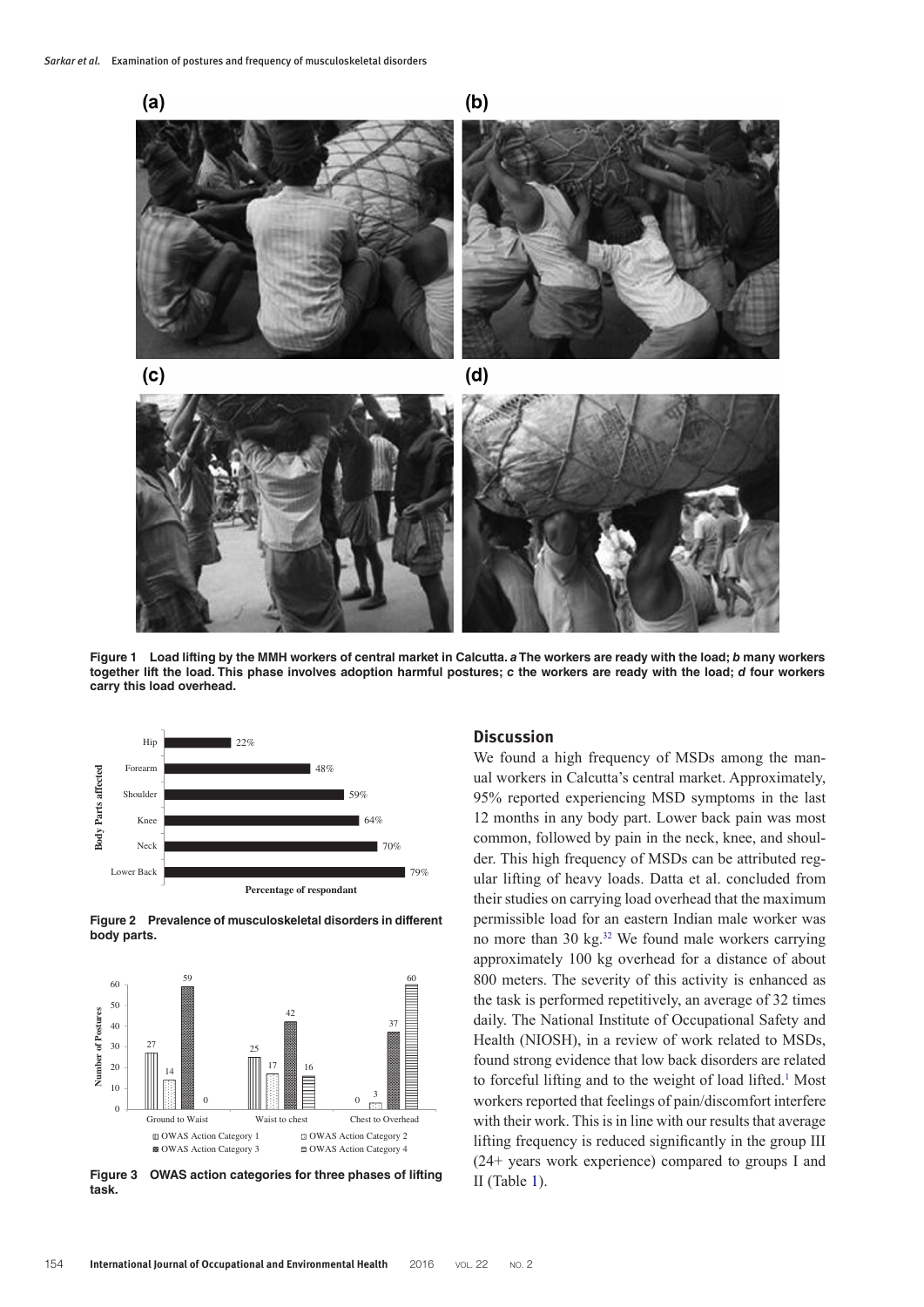**Figure 1 Load lifting by the MMH workers of central market in Calcutta. *a* The workers are ready with the load; *b* many workers together lift the load. This phase involves adoption harmful postures; *c* the workers are ready with the load; *d* four workers carry this load overhead.**

**Figure 2 Prevalence of musculoskeletal disorders in different body parts.**

**Figure 3 OWAS action categories for three phases of lifting task.**

## Discussion

We found a high frequency of MSDs among the manual workers in Calcutta's central market. Approximately, 95% reported experiencing MSD symptoms in the last 12 months in any body part. Lower back pain was most common, followed by pain in the neck, knee, and shoulder. This high frequency of MSDs can be attributed regular lifting of heavy loads. Datta et al. concluded from their studies on carrying load overhead that the maximum permissible load for an eastern Indian male worker was no more than 30 kg.[32] We found male workers carrying approximately 100 kg overhead for a distance of about 800 meters. The severity of this activity is enhanced as the task is performed repetitively, an average of 32 times daily. The National Institute of Occupational Safety and Health (NIOSH), in a review of work related to MSDs, found strong evidence that low back disorders are related to forceful lifting and to the weight of load lifted.[1] Most workers reported that feelings of pain/discomfort interfere with their work. This is in line with our results that average lifting frequency is reduced significantly in the group III (24+ years work experience) compared to groups I and II (Table 1).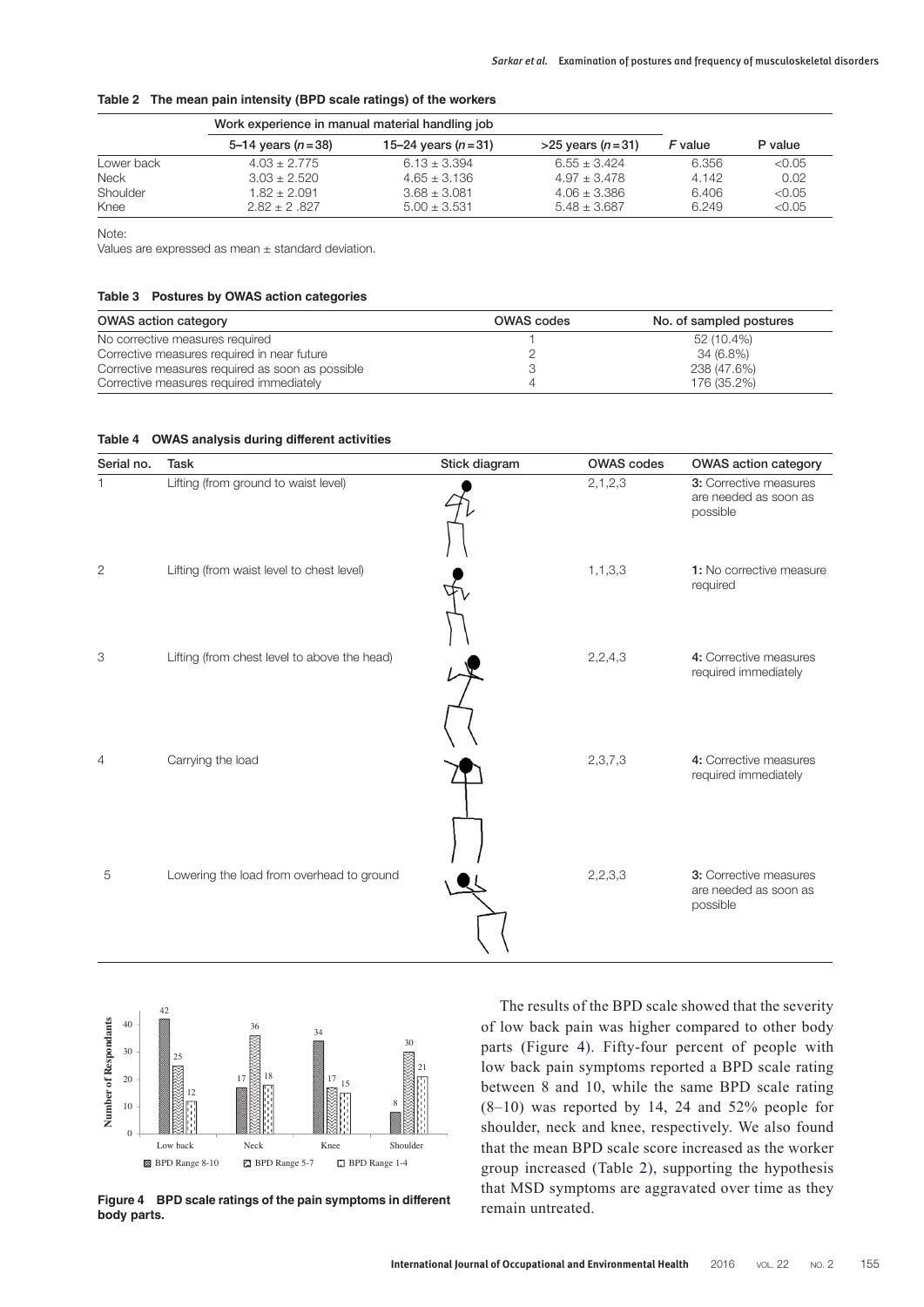**Table 2 The mean pain intensity (BPD scale ratings) of the workers**

| | Work experience in manual material handling job | | | | |
|---|---|---|---|---|---|
| | 5–14 years ($n = 38$) | 15–24 years ($n = 31$) | >25 years ($n = 31$) | *F* value | P value |
| Lower back | 4.03 ± 2.775 | 6.13 ± 3.394 | 6.55 ± 3.424 | 6.356 | <0.05 |
| Neck | 3.03 ± 2.520 | 4.65 ± 3.136 | 4.97 ± 3.478 | 4.142 | 0.02 |
| Shoulder | 1.82 ± 2.091 | 3.68 ± 3.081 | 4.06 ± 3.386 | 6.406 | <0.05 |
| Knee | 2.82 ± 2 .827 | 5.00 ± 3.531 | 5.48 ± 3.687 | 6.249 | <0.05 |

Note:
Values are expressed as mean ± standard deviation.

**Table 3 Postures by OWAS action categories**

| OWAS action category | OWAS codes | No. of sampled postures |
|---|---|---|
| No corrective measures required | 1 | 52 (10.4%) |
| Corrective measures required in near future | 2 | 34 (6.8%) |
| Corrective measures required as soon as possible | 3 | 238 (47.6%) |
| Corrective measures required immediately | 4 | 176 (35.2%) |

**Table 4 OWAS analysis during different activities**

| Serial no. | Task | Stick diagram | OWAS codes | OWAS action category |
|---|---|---|---|---|
| 1 | Lifting (from ground to waist level) | | 2,1,2,3 | **3:** Corrective measures are needed as soon as possible |
| 2 | Lifting (from waist level to chest level) | | 1,1,3,3 | **1:** No corrective measure required |
| 3 | Lifting (from chest level to above the head) | | 2,2,4,3 | **4:** Corrective measures required immediately |
| 4 | Carrying the load | | 2,3,7,3 | **4:** Corrective measures required immediately |
| 5 | Lowering the load from overhead to ground | | 2,2,3,3 | **3:** Corrective measures are needed as soon as possible |

**Figure 4 BPD scale ratings of the pain symptoms in different body parts.**

The results of the BPD scale showed that the severity of low back pain was higher compared to other body parts (Figure 4). Fifty-four percent of people with low back pain symptoms reported a BPD scale rating between 8 and 10, while the same BPD scale rating (8–10) was reported by 14, 24 and 52% people for shoulder, neck and knee, respectively. We also found that the mean BPD scale score increased as the worker group increased (Table 2), supporting the hypothesis that MSD symptoms are aggravated over time as they remain untreated.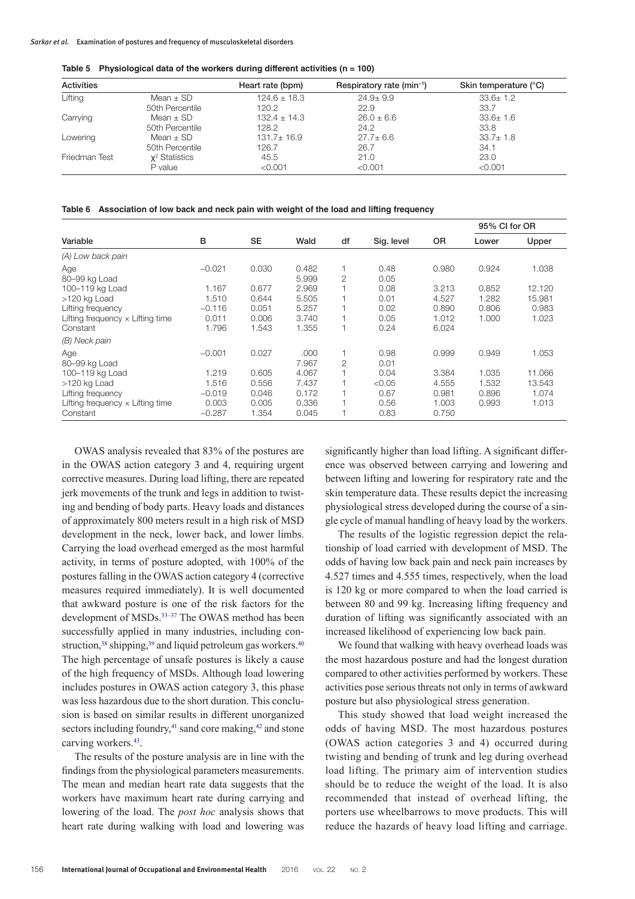**Table 5 Physiological data of the workers during different activities (n = 100)**

| Activities | | Heart rate (bpm) | Respiratory rate (min$^{-1}$) | Skin temperature (°C) |
|---|---|---|---|---|
| Lifting | Mean ± SD | 124.6 ± 18.3 | 24.9± 9.9 | 33.6± 1.2 |
| | 50th Percentile | 120.2 | 22.9 | 33.7 |
| Carrying | Mean ± SD | 132.4 ± 14.3 | 26.0 ± 6.6 | 33.6± 1.6 |
| | 50th Percentile | 128.2 | 24.2 | 33.8 |
| Lowering | Mean ± SD | 131.7± 16.9 | 27.7± 6.6 | 33.7± 1.8 |
| | 50th Percentile | 126.7 | 26.7 | 34.1 |
| Friedman Test | $\chi^2$ Statistics | 45.5 | 21.0 | 23.0 |
| | P value | <0.001 | <0.001 | <0.001 |

**Table 6 Association of low back and neck pain with weight of the load and lifting frequency**

| | | | | | | | 95% CI for OR | |
|---|---|---|---|---|---|---|---|---|
| Variable | B | SE | Wald | df | Sig. level | OR | Lower | Upper |
| *(A) Low back pain* | | | | | | | | |
| Age | −0.021 | 0.030 | 0.482 | 1 | 0.48 | 0.980 | 0.924 | 1.038 |
| 80–99 kg Load | | | 5.999 | 2 | 0.05 | | | |
| 100–119 kg Load | 1.167 | 0.677 | 2.969 | 1 | 0.08 | 3.213 | 0.852 | 12.120 |
| >120 kg Load | 1.510 | 0.644 | 5.505 | 1 | 0.01 | 4.527 | 1.282 | 15.981 |
| Lifting frequency | −0.116 | 0.051 | 5.257 | 1 | 0.02 | 0.890 | 0.806 | 0.983 |
| Lifting frequency × Lifting time | 0.011 | 0.006 | 3.740 | 1 | 0.05 | 1.012 | 1.000 | 1.023 |
| Constant | 1.796 | 1.543 | 1.355 | 1 | 0.24 | 6.024 | | |
| *(B) Neck pain* | | | | | | | | |
| Age | −0.001 | 0.027 | .000 | 1 | 0.98 | 0.999 | 0.949 | 1.053 |
| 80–99 kg Load | | | 7.967 | 2 | 0.01 | | | |
| 100–119 kg Load | 1.219 | 0.605 | 4.067 | 1 | 0.04 | 3.384 | 1.035 | 11.066 |
| >120 kg Load | 1.516 | 0.556 | 7.437 | 1 | <0.05 | 4.555 | 1.532 | 13.543 |
| Lifting frequency | −0.019 | 0.046 | 0.172 | 1 | 0.67 | 0.981 | 0.896 | 1.074 |
| Lifting frequency × Lifting time | 0.003 | 0.005 | 0.336 | 1 | 0.56 | 1.003 | 0.993 | 1.013 |
| Constant | −0.287 | 1.354 | 0.045 | 1 | 0.83 | 0.750 | | |

OWAS analysis revealed that 83% of the postures are in the OWAS action category 3 and 4, requiring urgent corrective measures. During load lifting, there are repeated jerk movements of the trunk and legs in addition to twisting and bending of body parts. Heavy loads and distances of approximately 800 meters result in a high risk of MSD development in the neck, lower back, and lower limbs. Carrying the load overhead emerged as the most harmful activity, in terms of posture adopted, with 100% of the postures falling in the OWAS action category 4 (corrective measures required immediately). It is well documented that awkward posture is one of the risk factors for the development of MSDs.[33–37] The OWAS method has been successfully applied in many industries, including construction,[38] shipping,[39] and liquid petroleum gas workers.[40] The high percentage of unsafe postures is likely a cause of the high frequency of MSDs. Although load lowering includes postures in OWAS action category 3, this phase was less hazardous due to the short duration. This conclusion is based on similar results in different unorganized sectors including foundry,[41] sand core making,[42] and stone carving workers.[43].

The results of the posture analysis are in line with the findings from the physiological parameters measurements. The mean and median heart rate data suggests that the workers have maximum heart rate during carrying and lowering of the load. The *post hoc* analysis shows that heart rate during walking with load and lowering was significantly higher than load lifting. A significant difference was observed between carrying and lowering and between lifting and lowering for respiratory rate and the skin temperature data. These results depict the increasing physiological stress developed during the course of a single cycle of manual handling of heavy load by the workers.

The results of the logistic regression depict the relationship of load carried with development of MSD. The odds of having low back pain and neck pain increases by 4.527 times and 4.555 times, respectively, when the load is 120 kg or more compared to when the load carried is between 80 and 99 kg. Increasing lifting frequency and duration of lifting was significantly associated with an increased likelihood of experiencing low back pain.

We found that walking with heavy overhead loads was the most hazardous posture and had the longest duration compared to other activities performed by workers. These activities pose serious threats not only in terms of awkward posture but also physiological stress generation.

This study showed that load weight increased the odds of having MSD. The most hazardous postures (OWAS action categories 3 and 4) occurred during twisting and bending of trunk and leg during overhead load lifting. The primary aim of intervention studies should be to reduce the weight of the load. It is also recommended that instead of overhead lifting, the porters use wheelbarrows to move products. This will reduce the hazards of heavy load lifting and carriage.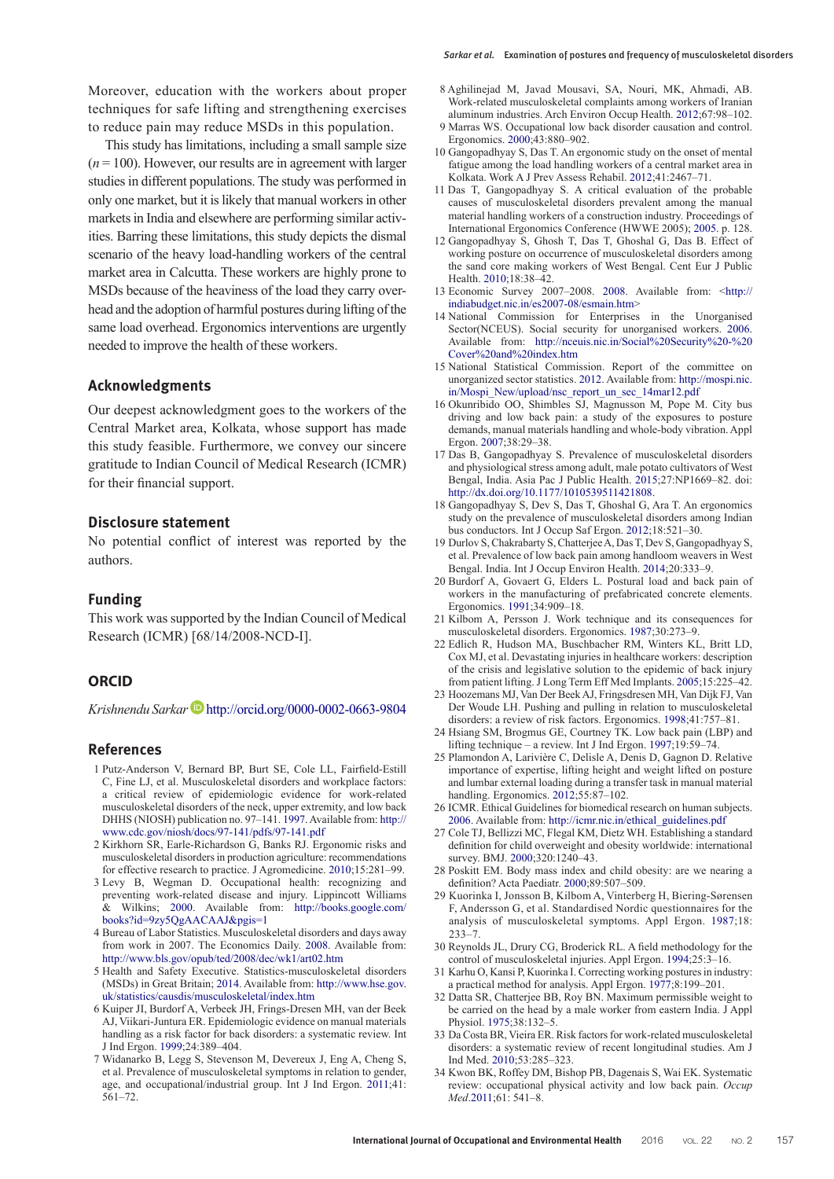Moreover, education with the workers about proper techniques for safe lifting and strengthening exercises to reduce pain may reduce MSDs in this population.

This study has limitations, including a small sample size ($n = 100$). However, our results are in agreement with larger studies in different populations. The study was performed in only one market, but it is likely that manual workers in other markets in India and elsewhere are performing similar activities. Barring these limitations, this study depicts the dismal scenario of the heavy load-handling workers of the central market area in Calcutta. These workers are highly prone to MSDs because of the heaviness of the load they carry overhead and the adoption of harmful postures during lifting of the same load overhead. Ergonomics interventions are urgently needed to improve the health of these workers.

## Acknowledgments

Our deepest acknowledgment goes to the workers of the Central Market area, Kolkata, whose support has made this study feasible. Furthermore, we convey our sincere gratitude to Indian Council of Medical Research (ICMR) for their financial support.

## Disclosure statement

No potential conflict of interest was reported by the authors.

## Funding

This work was supported by the Indian Council of Medical Research (ICMR) [68/14/2008-NCD-I].

## ORCID

*Krishnendu Sarkar* http://orcid.org/0000-0002-0663-9804

## References

1 Putz-Anderson V, Bernard BP, Burt SE, Cole LL, Fairfield-Estill C, Fine LJ, et al. Musculoskeletal disorders and workplace factors: a critical review of epidemiologic evidence for work-related musculoskeletal disorders of the neck, upper extremity, and low back DHHS (NIOSH) publication no. 97–141. 1997. Available from: http://www.cdc.gov/niosh/docs/97-141/pdfs/97-141.pdf

2 Kirkhorn SR, Earle-Richardson G, Banks RJ. Ergonomic risks and musculoskeletal disorders in production agriculture: recommendations for effective research to practice. J Agromedicine. 2010;15:281–99.

3 Levy B, Wegman D. Occupational health: recognizing and preventing work-related disease and injury. Lippincott Williams & Wilkins; 2000. Available from: http://books.google.com/books?id=9zy5QgAACAAJ&pgis=1

4 Bureau of Labor Statistics. Musculoskeletal disorders and days away from work in 2007. The Economics Daily. 2008. Available from: http://www.bls.gov/opub/ted/2008/dec/wk1/art02.htm

5 Health and Safety Executive. Statistics-musculoskeletal disorders (MSDs) in Great Britain; 2014. Available from: http://www.hse.gov.uk/statistics/causdis/musculoskeletal/index.htm

6 Kuiper JI, Burdorf A, Verbeek JH, Frings-Dresen MH, van der Beek AJ, Viikari-Juntura ER. Epidemiologic evidence on manual materials handling as a risk factor for back disorders: a systematic review. Int J Ind Ergon. 1999;24:389–404.

7 Widanarko B, Legg S, Stevenson M, Devereux J, Eng A, Cheng S, et al. Prevalence of musculoskeletal symptoms in relation to gender, age, and occupational/industrial group. Int J Ind Ergon. 2011;41:561–72.

8 Aghilinejad M, Javad Mousavi, SA, Nouri, MK, Ahmadi, AB. Work-related musculoskeletal complaints among workers of Iranian aluminum industries. Arch Environ Occup Health. 2012;67:98–102.

9 Marras WS. Occupational low back disorder causation and control. Ergonomics. 2000;43:880–902.

10 Gangopadhyay S, Das T. An ergonomic study on the onset of mental fatigue among the load handling workers of a central market area in Kolkata. Work A J Prev Assess Rehabil. 2012;41:2467–71.

11 Das T, Gangopadhyay S. A critical evaluation of the probable causes of musculoskeletal disorders prevalent among the manual material handling workers of a construction industry. Proceedings of International Ergonomics Conference (HWWE 2005); 2005. p. 128.

12 Gangopadhyay S, Ghosh T, Das T, Ghoshal G, Das B. Effect of working posture on occurrence of musculoskeletal disorders among the sand core making workers of West Bengal. Cent Eur J Public Health. 2010;18:38–42.

13 Economic Survey 2007–2008. 2008. Available from: <http://indiabudget.nic.in/es2007-08/esmain.htm>

14 National Commission for Enterprises in the Unorganised Sector(NCEUS). Social security for unorganised workers. 2006. Available from: http://nceuis.nic.in/Social%20Security%20-%20Cover%20and%20index.htm

15 National Statistical Commission. Report of the committee on unorganized sector statistics. 2012. Available from: http://mospi.nic.in/Mospi_New/upload/nsc_report_un_sec_14mar12.pdf

16 Okunribido OO, Shimbles SJ, Magnusson M, Pope M. City bus driving and low back pain: a study of the exposures to posture demands, manual materials handling and whole-body vibration. Appl Ergon. 2007;38:29–38.

17 Das B, Gangopadhyay S. Prevalence of musculoskeletal disorders and physiological stress among adult, male potato cultivators of West Bengal, India. Asia Pac J Public Health. 2015;27:NP1669–82. doi: http://dx.doi.org/10.1177/1010539511421808.

18 Gangopadhyay S, Dev S, Das T, Ghoshal G, Ara T. An ergonomics study on the prevalence of musculoskeletal disorders among Indian bus conductors. Int J Occup Saf Ergon. 2012;18:521–30.

19 Durlov S, Chakrabarty S, Chatterjee A, Das T, Dev S, Gangopadhyay S, et al. Prevalence of low back pain among handloom weavers in West Bengal. India. Int J Occup Environ Health. 2014;20:333–9.

20 Burdorf A, Govaert G, Elders L. Postural load and back pain of workers in the manufacturing of prefabricated concrete elements. Ergonomics. 1991;34:909–18.

21 Kilbom A, Persson J. Work technique and its consequences for musculoskeletal disorders. Ergonomics. 1987;30:273–9.

22 Edlich R, Hudson MA, Buschbacher RM, Winters KL, Britt LD, Cox MJ, et al. Devastating injuries in healthcare workers: description of the crisis and legislative solution to the epidemic of back injury from patient lifting. J Long Term Eff Med Implants. 2005;15:225–42.

23 Hoozemans MJ, Van Der Beek AJ, Fringsdresen MH, Van Dijk FJ, Van Der Woude LH. Pushing and pulling in relation to musculoskeletal disorders: a review of risk factors. Ergonomics. 1998;41:757–81.

24 Hsiang SM, Brogmus GE, Courtney TK. Low back pain (LBP) and lifting technique – a review. Int J Ind Ergon. 1997;19:59–74.

25 Plamondon A, Larivière C, Delisle A, Denis D, Gagnon D. Relative importance of expertise, lifting height and weight lifted on posture and lumbar external loading during a transfer task in manual material handling. Ergonomics. 2012;55:87–102.

26 ICMR. Ethical Guidelines for biomedical research on human subjects. 2006. Available from: http://icmr.nic.in/ethical_guidelines.pdf

27 Cole TJ, Bellizzi MC, Flegal KM, Dietz WH. Establishing a standard definition for child overweight and obesity worldwide: international survey. BMJ. 2000;320:1240–43.

28 Poskitt EM. Body mass index and child obesity: are we nearing a definition? Acta Paediatr. 2000;89:507–509.

29 Kuorinka I, Jonsson B, Kilbom A, Vinterberg H, Biering-Sørensen F, Andersson G, et al. Standardised Nordic questionnaires for the analysis of musculoskeletal symptoms. Appl Ergon. 1987;18:233–7.

30 Reynolds JL, Drury CG, Broderick RL. A field methodology for the control of musculoskeletal injuries. Appl Ergon. 1994;25:3–16.

31 Karhu O, Kansi P, Kuorinka I. Correcting working postures in industry: a practical method for analysis. Appl Ergon. 1977;8:199–201.

32 Datta SR, Chatterjee BB, Roy BN. Maximum permissible weight to be carried on the head by a male worker from eastern India. J Appl Physiol. 1975;38:132–5.

33 Da Costa BR, Vieira ER. Risk factors for work-related musculoskeletal disorders: a systematic review of recent longitudinal studies. Am J Ind Med. 2010;53:285–323.

34 Kwon BK, Roffey DM, Bishop PB, Dagenais S, Wai EK. Systematic review: occupational physical activity and low back pain. *Occup Med*.2011;61: 541–8.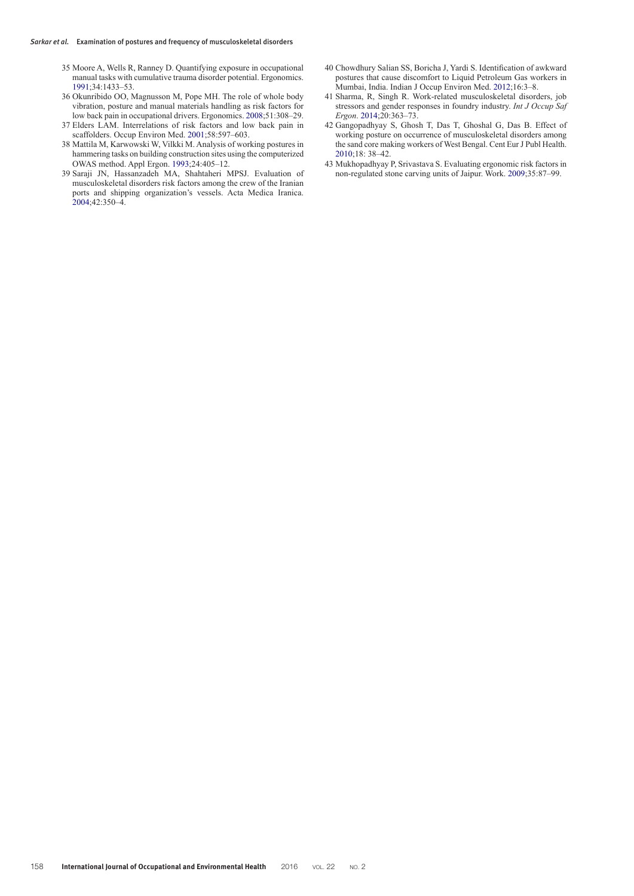35 Moore A, Wells R, Ranney D. Quantifying exposure in occupational manual tasks with cumulative trauma disorder potential. Ergonomics. 1991;34:1433–53.

36 Okunribido OO, Magnusson M, Pope MH. The role of whole body vibration, posture and manual materials handling as risk factors for low back pain in occupational drivers. Ergonomics. 2008;51:308–29.

37 Elders LAM. Interrelations of risk factors and low back pain in scaffolders. Occup Environ Med. 2001;58:597–603.

38 Mattila M, Karwowski W, Vilkki M. Analysis of working postures in hammering tasks on building construction sites using the computerized OWAS method. Appl Ergon. 1993;24:405–12.

39 Saraji JN, Hassanzadeh MA, Shahtaheri MPSJ. Evaluation of musculoskeletal disorders risk factors among the crew of the Iranian ports and shipping organization's vessels. Acta Medica Iranica. 2004;42:350–4.

40 Chowdhury Salian SS, Boricha J, Yardi S. Identification of awkward postures that cause discomfort to Liquid Petroleum Gas workers in Mumbai, India. Indian J Occup Environ Med. 2012;16:3–8.

41 Sharma, R, Singh R. Work-related musculoskeletal disorders, job stressors and gender responses in foundry industry. *Int J Occup Saf Ergon*. 2014;20:363–73.

42 Gangopadhyay S, Ghosh T, Das T, Ghoshal G, Das B. Effect of working posture on occurrence of musculoskeletal disorders among the sand core making workers of West Bengal. Cent Eur J Publ Health. 2010;18: 38–42.

43 Mukhopadhyay P, Srivastava S. Evaluating ergonomic risk factors in non-regulated stone carving units of Jaipur. Work. 2009;35:87–99.